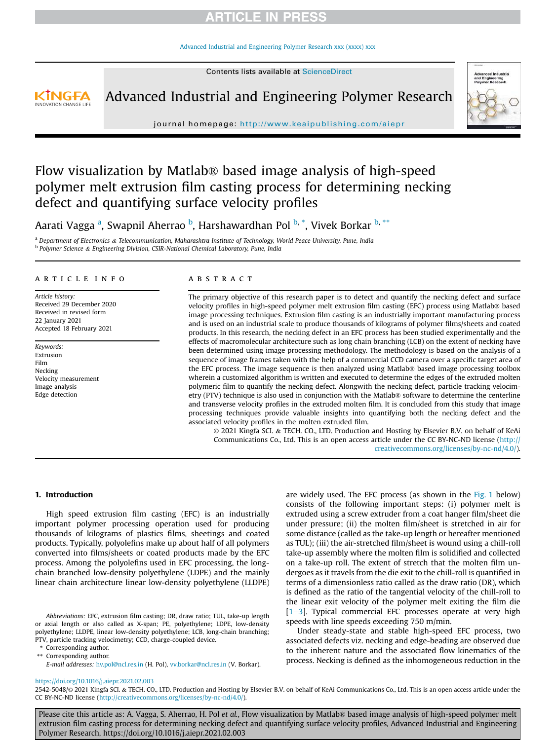# Flow visualization by Matlab® based image analysis of high-speed polymer melt extrusion film casting process for determining necking defect and quantifying surface velocity profiles

Aarati Vagga [a], Swapnil Aherrao [b], Harshawardhan Pol [b,*], Vivek Borkar [b,**]

[a] Department of Electronics & Telecommunication, Maharashtra Institute of Technology, World Peace University, Pune, India
[b] Polymer Science & Engineering Division, CSIR-National Chemical Laboratory, Pune, India

## ARTICLE INFO

*Article history:*
Received 29 December 2020
Received in revised form 22 January 2021
Accepted 18 February 2021

*Keywords:*
Extrusion
Film
Necking
Velocity measurement
Image analysis
Edge detection

## ABSTRACT

The primary objective of this research paper is to detect and quantify the necking defect and surface velocity profiles in high-speed polymer melt extrusion film casting (EFC) process using Matlab® based image processing techniques. Extrusion film casting is an industrially important manufacturing process and is used on an industrial scale to produce thousands of kilograms of polymer films/sheets and coated products. In this research, the necking defect in an EFC process has been studied experimentally and the effects of macromolecular architecture such as long chain branching (LCB) on the extent of necking have been determined using image processing methodology. The methodology is based on the analysis of a sequence of image frames taken with the help of a commercial CCD camera over a specific target area of the EFC process. The image sequence is then analyzed using Matlab® based image processing toolbox wherein a customized algorithm is written and executed to determine the edges of the extruded molten polymeric film to quantify the necking defect. Alongwith the necking defect, particle tracking velocimetry (PTV) technique is also used in conjunction with the Matlab® software to determine the centerline and transverse velocity profiles in the extruded molten film. It is concluded from this study that image processing techniques provide valuable insights into quantifying both the necking defect and the associated velocity profiles in the molten extruded film.

© 2021 Kingfa SCI. & TECH. CO., LTD. Production and Hosting by Elsevier B.V. on behalf of KeAi Communications Co., Ltd. This is an open access article under the CC BY-NC-ND license (http://creativecommons.org/licenses/by-nc-nd/4.0/).

## 1. Introduction

High speed extrusion film casting (EFC) is an industrially important polymer processing operation used for producing thousands of kilograms of plastics films, sheetings and coated products. Typically, polyolefins make up about half of all polymers converted into films/sheets or coated products made by the EFC process. Among the polyolefins used in EFC processing, the long-chain branched low-density polyethylene (LDPE) and the mainly linear chain architecture linear low-density polyethylene (LLDPE) are widely used. The EFC process (as shown in the Fig. 1 below) consists of the following important steps: (i) polymer melt is extruded using a screw extruder from a coat hanger film/sheet die under pressure; (ii) the molten film/sheet is stretched in air for some distance (called as the take-up length or hereafter mentioned as TUL); (iii) the air-stretched film/sheet is wound using a chill-roll take-up assembly where the molten film is solidified and collected on a take-up roll. The extent of stretch that the molten film undergoes as it travels from the die exit to the chill-roll is quantified in terms of a dimensionless ratio called as the draw ratio (DR), which is defined as the ratio of the tangential velocity of the chill-roll to the linear exit velocity of the polymer melt exiting the film die [1–3]. Typical commercial EFC processes operate at very high speeds with line speeds exceeding 750 m/min.

Under steady-state and stable high-speed EFC process, two associated defects viz. necking and edge-beading are observed due to the inherent nature and the associated flow kinematics of the process. Necking is defined as the inhomogeneous reduction in the

*Abbreviations:* EFC, extrusion film casting; DR, draw ratio; TUL, take-up length or axial length or also called as X-span; PE, polyethylene; LDPE, low-density polyethylene; LLDPE, linear low-density polyethylene; LCB, long-chain branching; PTV, particle tracking velocimetry; CCD, charge-coupled device.

\* Corresponding author.
\*\* Corresponding author.
*E-mail addresses:* hv.pol@ncl.res.in (H. Pol), vv.borkar@ncl.res.in (V. Borkar).

https://doi.org/10.1016/j.aiepr.2021.02.003
2542-5048/© 2021 Kingfa SCI. & TECH. CO., LTD. Production and Hosting by Elsevier B.V. on behalf of KeAi Communications Co., Ltd. This is an open access article under the CC BY-NC-ND license (http://creativecommons.org/licenses/by-nc-nd/4.0/).

Please cite this article as: A. Vagga, S. Aherrao, H. Pol *et al.*, Flow visualization by Matlab® based image analysis of high-speed polymer melt extrusion film casting process for determining necking defect and quantifying surface velocity profiles, Advanced Industrial and Engineering Polymer Research, https://doi.org/10.1016/j.aiepr.2021.02.003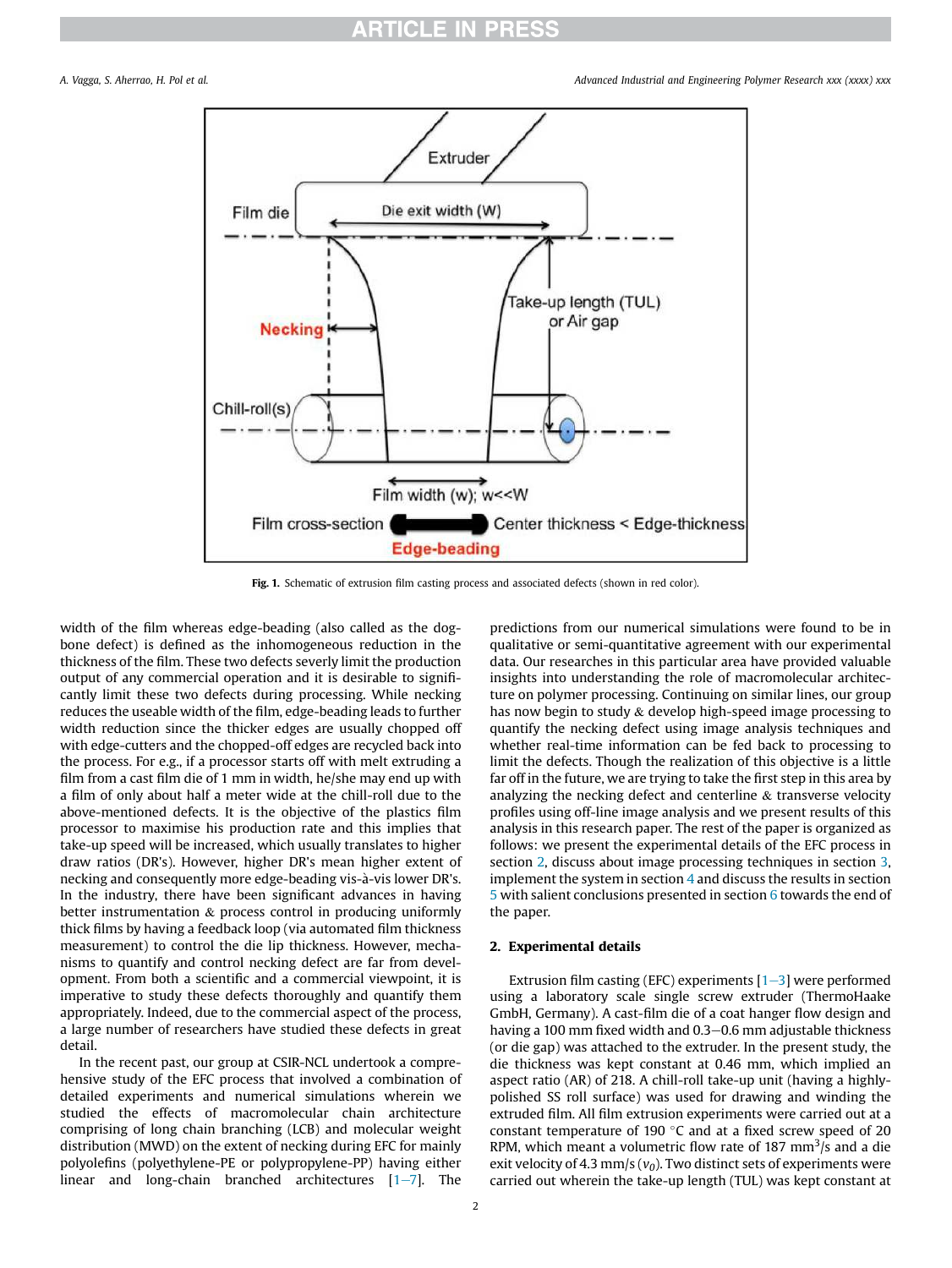Fig. 1. Schematic of extrusion film casting process and associated defects (shown in red color).

width of the film whereas edge-beading (also called as the dog-bone defect) is defined as the inhomogeneous reduction in the thickness of the film. These two defects severly limit the production output of any commercial operation and it is desirable to significantly limit these two defects during processing. While necking reduces the useable width of the film, edge-beading leads to further width reduction since the thicker edges are usually chopped off with edge-cutters and the chopped-off edges are recycled back into the process. For e.g., if a processor starts off with melt extruding a film from a cast film die of 1 mm in width, he/she may end up with a film of only about half a meter wide at the chill-roll due to the above-mentioned defects. It is the objective of the plastics film processor to maximise his production rate and this implies that take-up speed will be increased, which usually translates to higher draw ratios (DR's). However, higher DR's mean higher extent of necking and consequently more edge-beading vis-à-vis lower DR's. In the industry, there have been significant advances in having better instrumentation & process control in producing uniformly thick films by having a feedback loop (via automated film thickness measurement) to control the die lip thickness. However, mechanisms to quantify and control necking defect are far from development. From both a scientific and a commercial viewpoint, it is imperative to study these defects thoroughly and quantify them appropriately. Indeed, due to the commercial aspect of the process, a large number of researchers have studied these defects in great detail.

In the recent past, our group at CSIR-NCL undertook a comprehensive study of the EFC process that involved a combination of detailed experiments and numerical simulations wherein we studied the effects of macromolecular chain architecture comprising of long chain branching (LCB) and molecular weight distribution (MWD) on the extent of necking during EFC for mainly polyolefins (polyethylene-PE or polypropylene-PP) having either linear and long-chain branched architectures [1–7]. The predictions from our numerical simulations were found to be in qualitative or semi-quantitative agreement with our experimental data. Our researches in this particular area have provided valuable insights into understanding the role of macromolecular architecture on polymer processing. Continuing on similar lines, our group has now begin to study & develop high-speed image processing to quantify the necking defect using image analysis techniques and whether real-time information can be fed back to processing to limit the defects. Though the realization of this objective is a little far off in the future, we are trying to take the first step in this area by analyzing the necking defect and centerline & transverse velocity profiles using off-line image analysis and we present results of this analysis in this research paper. The rest of the paper is organized as follows: we present the experimental details of the EFC process in section 2, discuss about image processing techniques in section 3, implement the system in section 4 and discuss the results in section 5 with salient conclusions presented in section 6 towards the end of the paper.

## 2. Experimental details

Extrusion film casting (EFC) experiments [1–3] were performed using a laboratory scale single screw extruder (ThermoHaake GmbH, Germany). A cast-film die of a coat hanger flow design and having a 100 mm fixed width and 0.3–0.6 mm adjustable thickness (or die gap) was attached to the extruder. In the present study, the die thickness was kept constant at 0.46 mm, which implied an aspect ratio (AR) of 218. A chill-roll take-up unit (having a highly-polished SS roll surface) was used for drawing and winding the extruded film. All film extrusion experiments were carried out at a constant temperature of 190 °C and at a fixed screw speed of 20 RPM, which meant a volumetric flow rate of 187 mm$^3$/s and a die exit velocity of 4.3 mm/s ($v_0$). Two distinct sets of experiments were carried out wherein the take-up length (TUL) was kept constant at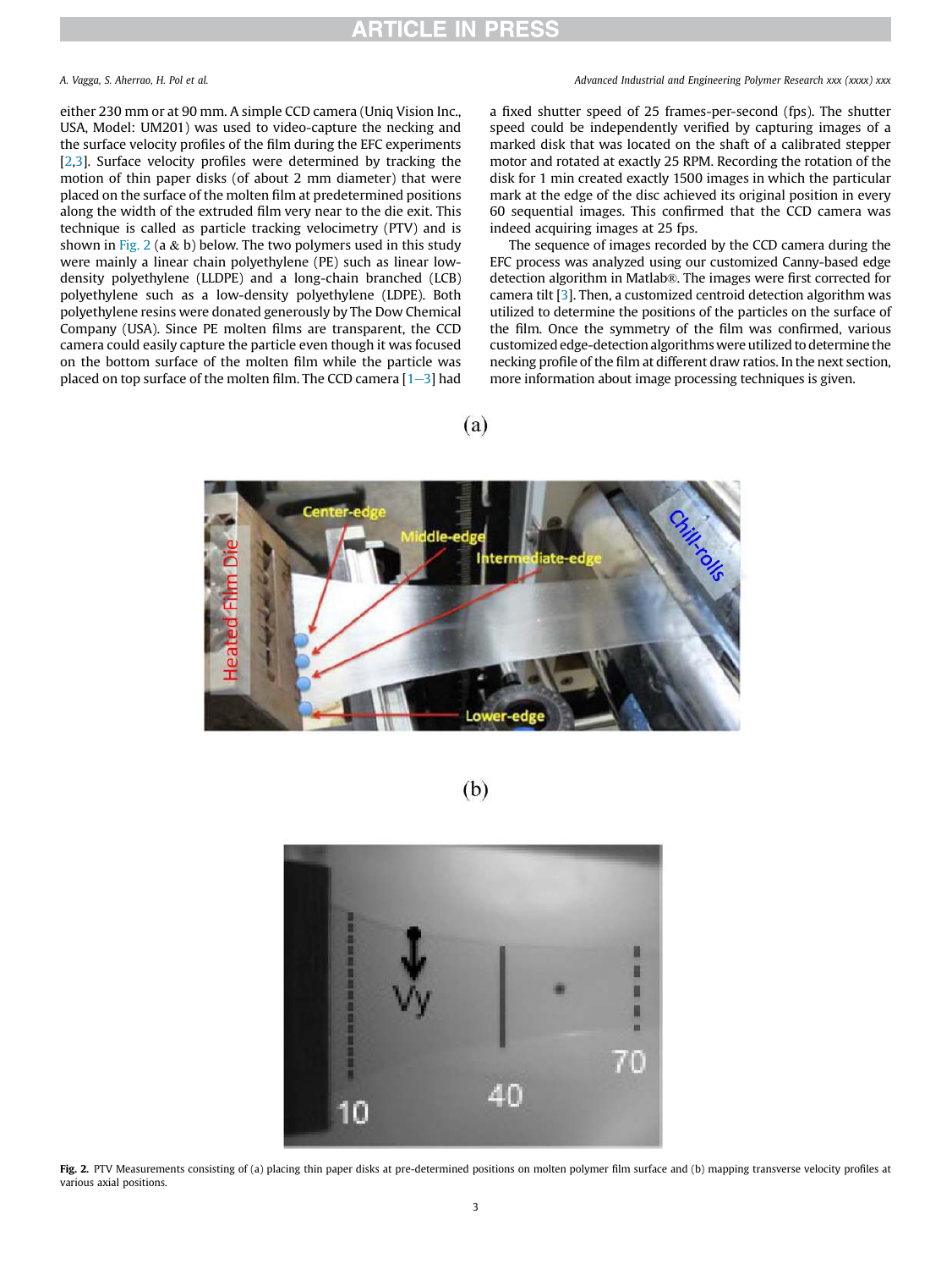either 230 mm or at 90 mm. A simple CCD camera (Uniq Vision Inc., USA, Model: UM201) was used to video-capture the necking and the surface velocity profiles of the film during the EFC experiments [2,3]. Surface velocity profiles were determined by tracking the motion of thin paper disks (of about 2 mm diameter) that were placed on the surface of the molten film at predetermined positions along the width of the extruded film very near to the die exit. This technique is called as particle tracking velocimetry (PTV) and is shown in Fig. 2 (a & b) below. The two polymers used in this study were mainly a linear chain polyethylene (PE) such as linear low-density polyethylene (LLDPE) and a long-chain branched (LCB) polyethylene such as a low-density polyethylene (LDPE). Both polyethylene resins were donated generously by The Dow Chemical Company (USA). Since PE molten films are transparent, the CCD camera could easily capture the particle even though it was focused on the bottom surface of the molten film while the particle was placed on top surface of the molten film. The CCD camera [1–3] had a fixed shutter speed of 25 frames-per-second (fps). The shutter speed could be independently verified by capturing images of a marked disk that was located on the shaft of a calibrated stepper motor and rotated at exactly 25 RPM. Recording the rotation of the disk for 1 min created exactly 1500 images in which the particular mark at the edge of the disc achieved its original position in every 60 sequential images. This confirmed that the CCD camera was indeed acquiring images at 25 fps.

The sequence of images recorded by the CCD camera during the EFC process was analyzed using our customized Canny-based edge detection algorithm in Matlab®. The images were first corrected for camera tilt [3]. Then, a customized centroid detection algorithm was utilized to determine the positions of the particles on the surface of the film. Once the symmetry of the film was confirmed, various customized edge-detection algorithms were utilized to determine the necking profile of the film at different draw ratios. In the next section, more information about image processing techniques is given.

**Fig. 2.** PTV Measurements consisting of (a) placing thin paper disks at pre-determined positions on molten polymer film surface and (b) mapping transverse velocity profiles at various axial positions.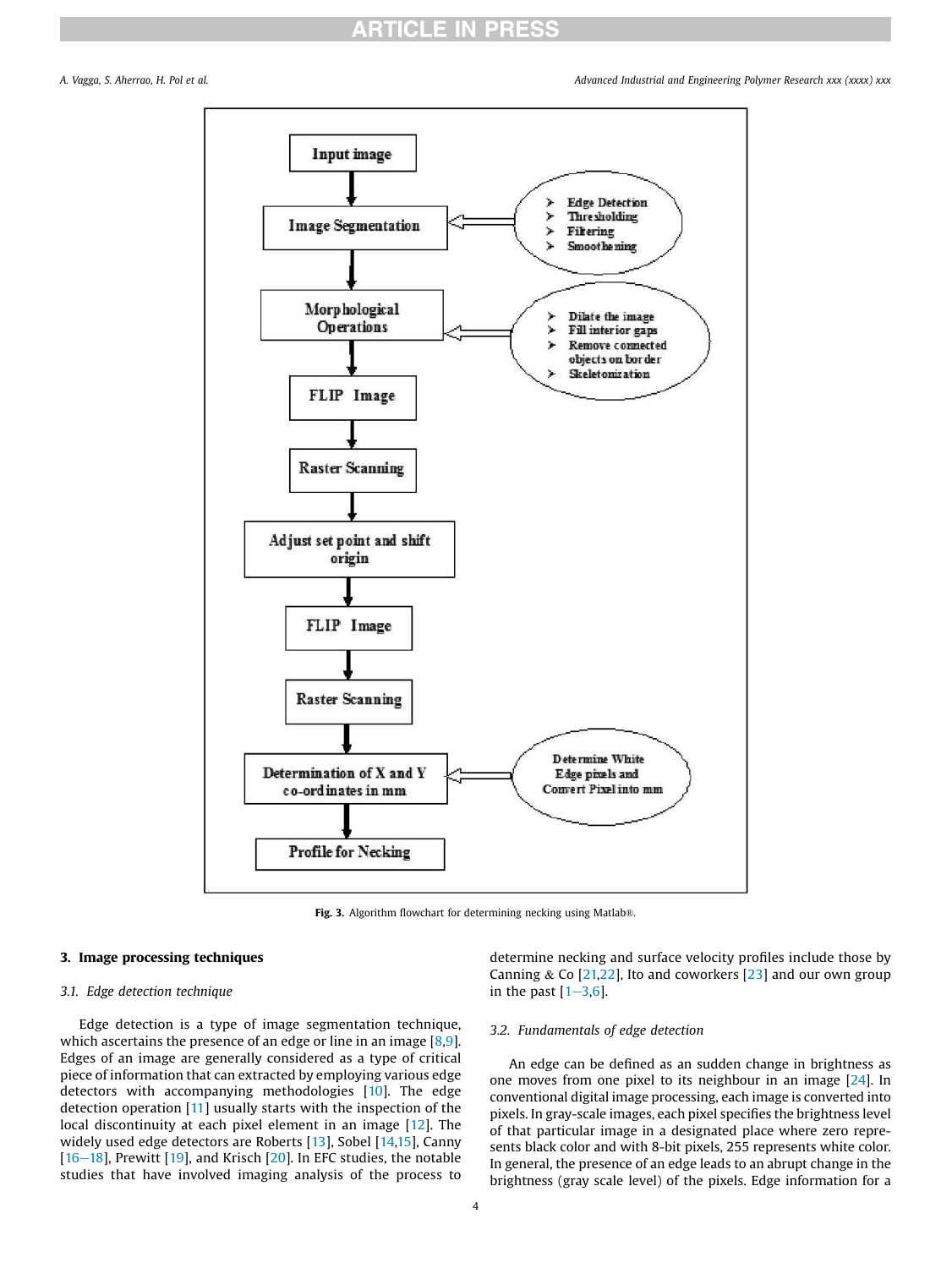Fig. 3. Algorithm flowchart for determining necking using Matlab®.

## 3. Image processing techniques

### 3.1. Edge detection technique

Edge detection is a type of image segmentation technique, which ascertains the presence of an edge or line in an image [8,9]. Edges of an image are generally considered as a type of critical piece of information that can extracted by employing various edge detectors with accompanying methodologies [10]. The edge detection operation [11] usually starts with the inspection of the local discontinuity at each pixel element in an image [12]. The widely used edge detectors are Roberts [13], Sobel [14,15], Canny [16–18], Prewitt [19], and Krisch [20]. In EFC studies, the notable studies that have involved imaging analysis of the process to determine necking and surface velocity profiles include those by Canning & Co [21,22], Ito and coworkers [23] and our own group in the past [1–3,6].

### 3.2. Fundamentals of edge detection

An edge can be defined as an sudden change in brightness as one moves from one pixel to its neighbour in an image [24]. In conventional digital image processing, each image is converted into pixels. In gray-scale images, each pixel specifies the brightness level of that particular image in a designated place where zero represents black color and with 8-bit pixels, 255 represents white color. In general, the presence of an edge leads to an abrupt change in the brightness (gray scale level) of the pixels. Edge information for a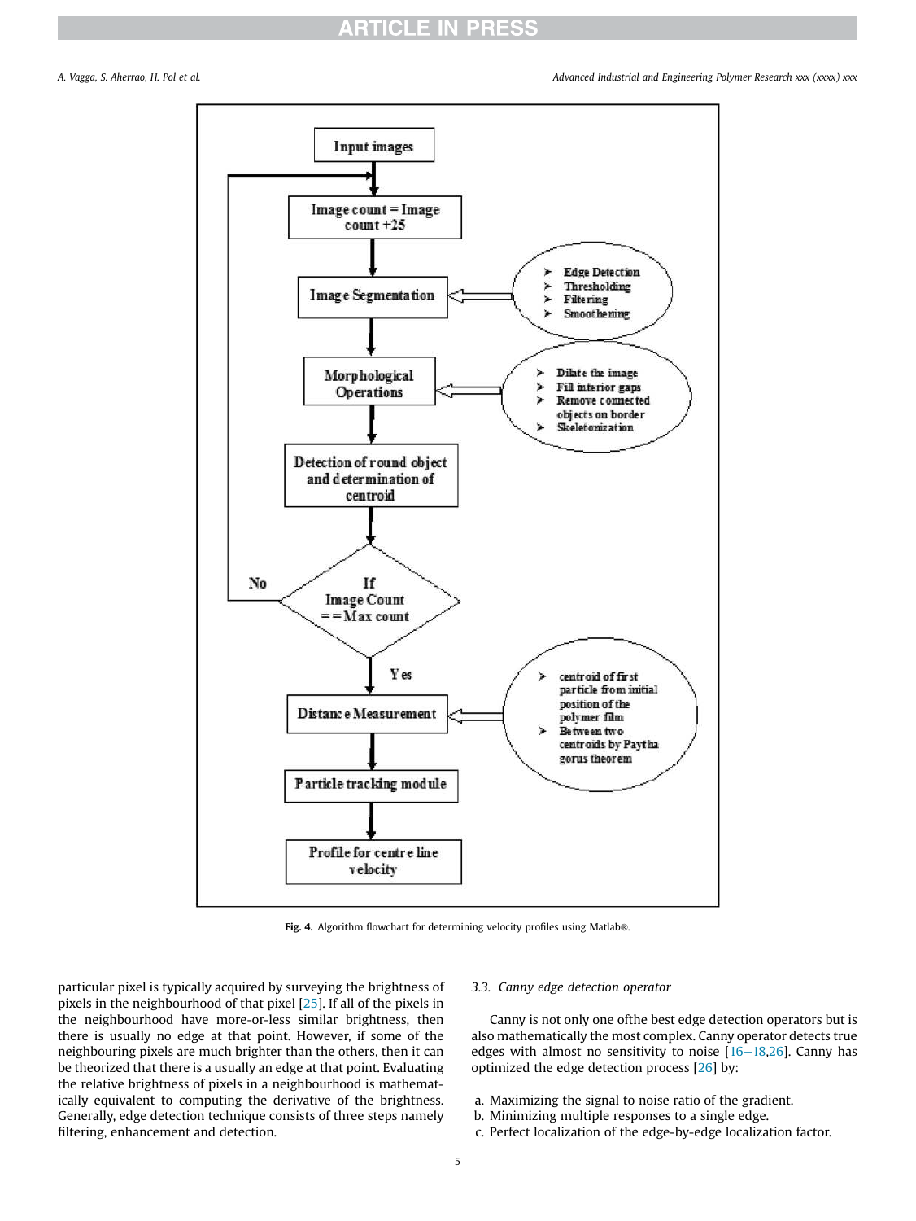Fig. 4. Algorithm flowchart for determining velocity profiles using Matlab®.

particular pixel is typically acquired by surveying the brightness of pixels in the neighbourhood of that pixel [25]. If all of the pixels in the neighbourhood have more-or-less similar brightness, then there is usually no edge at that point. However, if some of the neighbouring pixels are much brighter than the others, then it can be theorized that there is a usually an edge at that point. Evaluating the relative brightness of pixels in a neighbourhood is mathematically equivalent to computing the derivative of the brightness. Generally, edge detection technique consists of three steps namely filtering, enhancement and detection.

### 3.3. Canny edge detection operator

Canny is not only one ofthe best edge detection operators but is also mathematically the most complex. Canny operator detects true edges with almost no sensitivity to noise [16–18,26]. Canny has optimized the edge detection process [26] by:

a. Maximizing the signal to noise ratio of the gradient.
b. Minimizing multiple responses to a single edge.
c. Perfect localization of the edge-by-edge localization factor.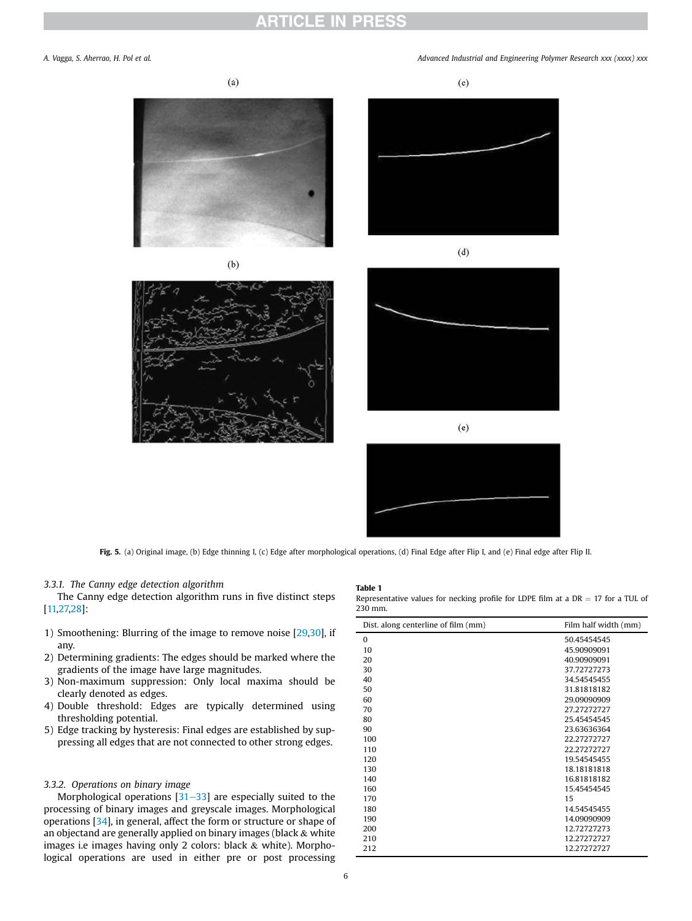Fig. 5. (a) Original image, (b) Edge thinning I, (c) Edge after morphological operations, (d) Final Edge after Flip I, and (e) Final edge after Flip II.

#### 3.3.1. The Canny edge detection algorithm

The Canny edge detection algorithm runs in five distinct steps [11,27,28]:

1) Smoothening: Blurring of the image to remove noise [29,30], if any.
2) Determining gradients: The edges should be marked where the gradients of the image have large magnitudes.
3) Non-maximum suppression: Only local maxima should be clearly denoted as edges.
4) Double threshold: Edges are typically determined using thresholding potential.
5) Edge tracking by hysteresis: Final edges are established by suppressing all edges that are not connected to other strong edges.

#### 3.3.2. Operations on binary image

Morphological operations [31–33] are especially suited to the processing of binary images and greyscale images. Morphological operations [34], in general, affect the form or structure or shape of an objectand are generally applied on binary images (black & white images i.e images having only 2 colors: black & white). Morphological operations are used in either pre or post processing

**Table 1**
Representative values for necking profile for LDPE film at a DR = 17 for a TUL of 230 mm.

| Dist. along centerline of film (mm) | Film half width (mm) |
|---|---|
| 0 | 50.45454545 |
| 10 | 45.90909091 |
| 20 | 40.90909091 |
| 30 | 37.72727273 |
| 40 | 34.54545455 |
| 50 | 31.81818182 |
| 60 | 29.09090909 |
| 70 | 27.27272727 |
| 80 | 25.45454545 |
| 90 | 23.63636364 |
| 100 | 22.27272727 |
| 110 | 22.27272727 |
| 120 | 19.54545455 |
| 130 | 18.18181818 |
| 140 | 16.81818182 |
| 160 | 15.45454545 |
| 170 | 15 |
| 180 | 14.54545455 |
| 190 | 14.09090909 |
| 200 | 12.72727273 |
| 210 | 12.27272727 |
| 212 | 12.27272727 |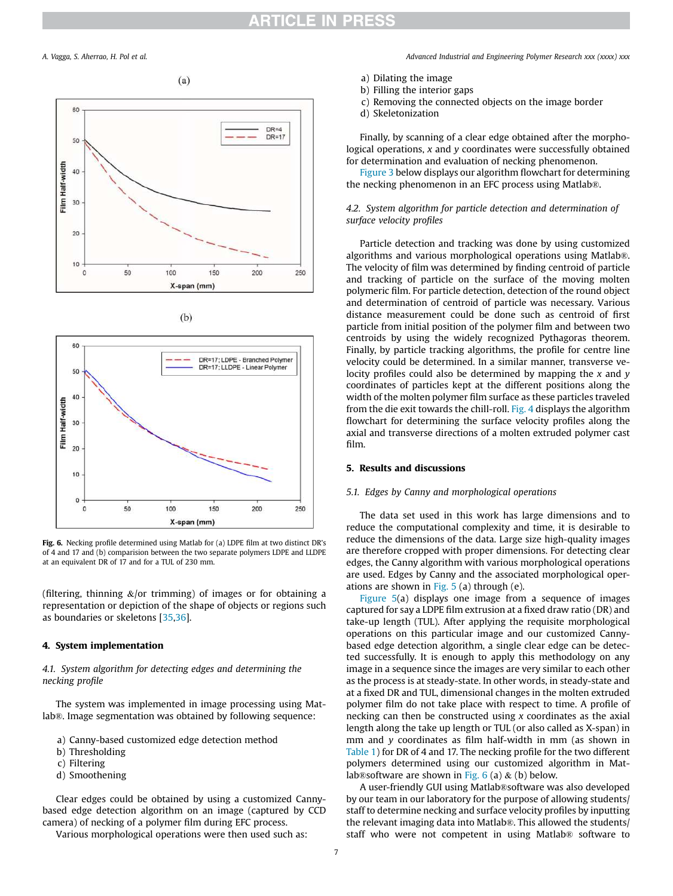Fig. 6. Necking profile determined using Matlab for (a) LDPE film at two distinct DR's of 4 and 17 and (b) comparision between the two separate polymers LDPE and LLDPE at an equivalent DR of 17 and for a TUL of 230 mm.

(filtering, thinning &/or trimming) of images or for obtaining a representation or depiction of the shape of objects or regions such as boundaries or skeletons [35,36].

## 4. System implementation

### 4.1. System algorithm for detecting edges and determining the necking profile

The system was implemented in image processing using Matlab®. Image segmentation was obtained by following sequence:

a) Canny-based customized edge detection method
b) Thresholding
c) Filtering
d) Smoothening

Clear edges could be obtained by using a customized Canny-based edge detection algorithm on an image (captured by CCD camera) of necking of a polymer film during EFC process.

Various morphological operations were then used such as:

a) Dilating the image
b) Filling the interior gaps
c) Removing the connected objects on the image border
d) Skeletonization

Finally, by scanning of a clear edge obtained after the morphological operations, $x$ and $y$ coordinates were successfully obtained for determination and evaluation of necking phenomenon.

Figure 3 below displays our algorithm flowchart for determining the necking phenomenon in an EFC process using Matlab®.

### 4.2. System algorithm for particle detection and determination of surface velocity profiles

Particle detection and tracking was done by using customized algorithms and various morphological operations using Matlab®. The velocity of film was determined by finding centroid of particle and tracking of particle on the surface of the moving molten polymeric film. For particle detection, detection of the round object and determination of centroid of particle was necessary. Various distance measurement could be done such as centroid of first particle from initial position of the polymer film and between two centroids by using the widely recognized Pythagoras theorem. Finally, by particle tracking algorithms, the profile for centre line velocity could be determined. In a similar manner, transverse velocity profiles could also be determined by mapping the $x$ and $y$ coordinates of particles kept at the different positions along the width of the molten polymer film surface as these particles traveled from the die exit towards the chill-roll. Fig. 4 displays the algorithm flowchart for determining the surface velocity profiles along the axial and transverse directions of a molten extruded polymer cast film.

## 5. Results and discussions

### 5.1. Edges by Canny and morphological operations

The data set used in this work has large dimensions and to reduce the computational complexity and time, it is desirable to reduce the dimensions of the data. Large size high-quality images are therefore cropped with proper dimensions. For detecting clear edges, the Canny algorithm with various morphological operations are used. Edges by Canny and the associated morphological operations are shown in Fig. 5 (a) through (e).

Figure 5(a) displays one image from a sequence of images captured for say a LDPE film extrusion at a fixed draw ratio (DR) and take-up length (TUL). After applying the requisite morphological operations on this particular image and our customized Canny-based edge detection algorithm, a single clear edge can be detected successfully. It is enough to apply this methodology on any image in a sequence since the images are very similar to each other as the process is at steady-state. In other words, in steady-state and at a fixed DR and TUL, dimensional changes in the molten extruded polymer film do not take place with respect to time. A profile of necking can then be constructed using $x$ coordinates as the axial length along the take up length or TUL (or also called as X-span) in mm and $y$ coordinates as film half-width in mm (as shown in Table 1) for DR of 4 and 17. The necking profile for the two different polymers determined using our customized algorithm in Matlab®software are shown in Fig. 6 (a) & (b) below.

A user-friendly GUI using Matlab®software was also developed by our team in our laboratory for the purpose of allowing students/staff to determine necking and surface velocity profiles by inputting the relevant imaging data into Matlab®. This allowed the students/staff who were not competent in using Matlab® software to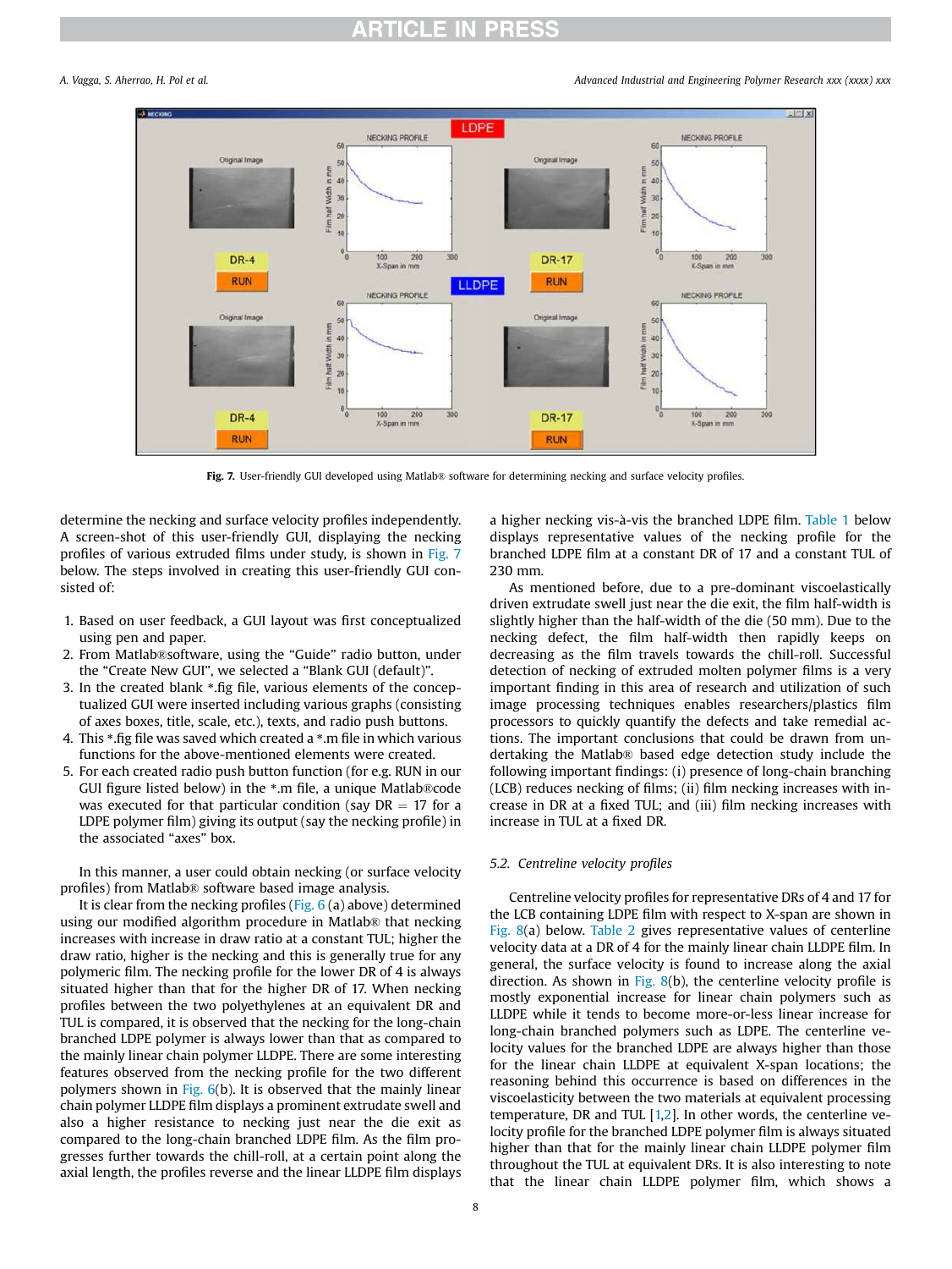Fig. 7. User-friendly GUI developed using Matlab® software for determining necking and surface velocity profiles.

determine the necking and surface velocity profiles independently. A screen-shot of this user-friendly GUI, displaying the necking profiles of various extruded films under study, is shown in Fig. 7 below. The steps involved in creating this user-friendly GUI consisted of:

1. Based on user feedback, a GUI layout was first conceptualized using pen and paper.
2. From Matlab®software, using the "Guide" radio button, under the "Create New GUI", we selected a "Blank GUI (default)".
3. In the created blank *.fig file, various elements of the conceptualized GUI were inserted including various graphs (consisting of axes boxes, title, scale, etc.), texts, and radio push buttons.
4. This *.fig file was saved which created a *.m file in which various functions for the above-mentioned elements were created.
5. For each created radio push button function (for e.g. RUN in our GUI figure listed below) in the *.m file, a unique Matlab®code was executed for that particular condition (say DR = 17 for a LDPE polymer film) giving its output (say the necking profile) in the associated "axes" box.

In this manner, a user could obtain necking (or surface velocity profiles) from Matlab® software based image analysis.

It is clear from the necking profiles (Fig. 6 (a) above) determined using our modified algorithm procedure in Matlab® that necking increases with increase in draw ratio at a constant TUL; higher the draw ratio, higher is the necking and this is generally true for any polymeric film. The necking profile for the lower DR of 4 is always situated higher than that for the higher DR of 17. When necking profiles between the two polyethylenes at an equivalent DR and TUL is compared, it is observed that the necking for the long-chain branched LDPE polymer is always lower than that as compared to the mainly linear chain polymer LLDPE. There are some interesting features observed from the necking profile for the two different polymers shown in Fig. 6(b). It is observed that the mainly linear chain polymer LLDPE film displays a prominent extrudate swell and also a higher resistance to necking just near the die exit as compared to the long-chain branched LDPE film. As the film progresses further towards the chill-roll, at a certain point along the axial length, the profiles reverse and the linear LLDPE film displays a higher necking vis-à-vis the branched LDPE film. Table 1 below displays representative values of the necking profile for the branched LDPE film at a constant DR of 17 and a constant TUL of 230 mm.

As mentioned before, due to a pre-dominant viscoelastically driven extrudate swell just near the die exit, the film half-width is slightly higher than the half-width of the die (50 mm). Due to the necking defect, the film half-width then rapidly keeps on decreasing as the film travels towards the chill-roll. Successful detection of necking of extruded molten polymer films is a very important finding in this area of research and utilization of such image processing techniques enables researchers/plastics film processors to quickly quantify the defects and take remedial actions. The important conclusions that could be drawn from undertaking the Matlab® based edge detection study include the following important findings: (i) presence of long-chain branching (LCB) reduces necking of films; (ii) film necking increases with increase in DR at a fixed TUL; and (iii) film necking increases with increase in TUL at a fixed DR.

### 5.2. Centreline velocity profiles

Centreline velocity profiles for representative DRs of 4 and 17 for the LCB containing LDPE film with respect to X-span are shown in Fig. 8(a) below. Table 2 gives representative values of centerline velocity data at a DR of 4 for the mainly linear chain LLDPE film. In general, the surface velocity is found to increase along the axial direction. As shown in Fig. 8(b), the centerline velocity profile is mostly exponential increase for linear chain polymers such as LLDPE while it tends to become more-or-less linear increase for long-chain branched polymers such as LDPE. The centerline velocity values for the branched LDPE are always higher than those for the linear chain LLDPE at equivalent X-span locations; the reasoning behind this occurrence is based on differences in the viscoelasticity between the two materials at equivalent processing temperature, DR and TUL [1,2]. In other words, the centerline velocity profile for the branched LDPE polymer film is always situated higher than that for the mainly linear chain LLDPE polymer film throughout the TUL at equivalent DRs. It is also interesting to note that the linear chain LLDPE polymer film, which shows a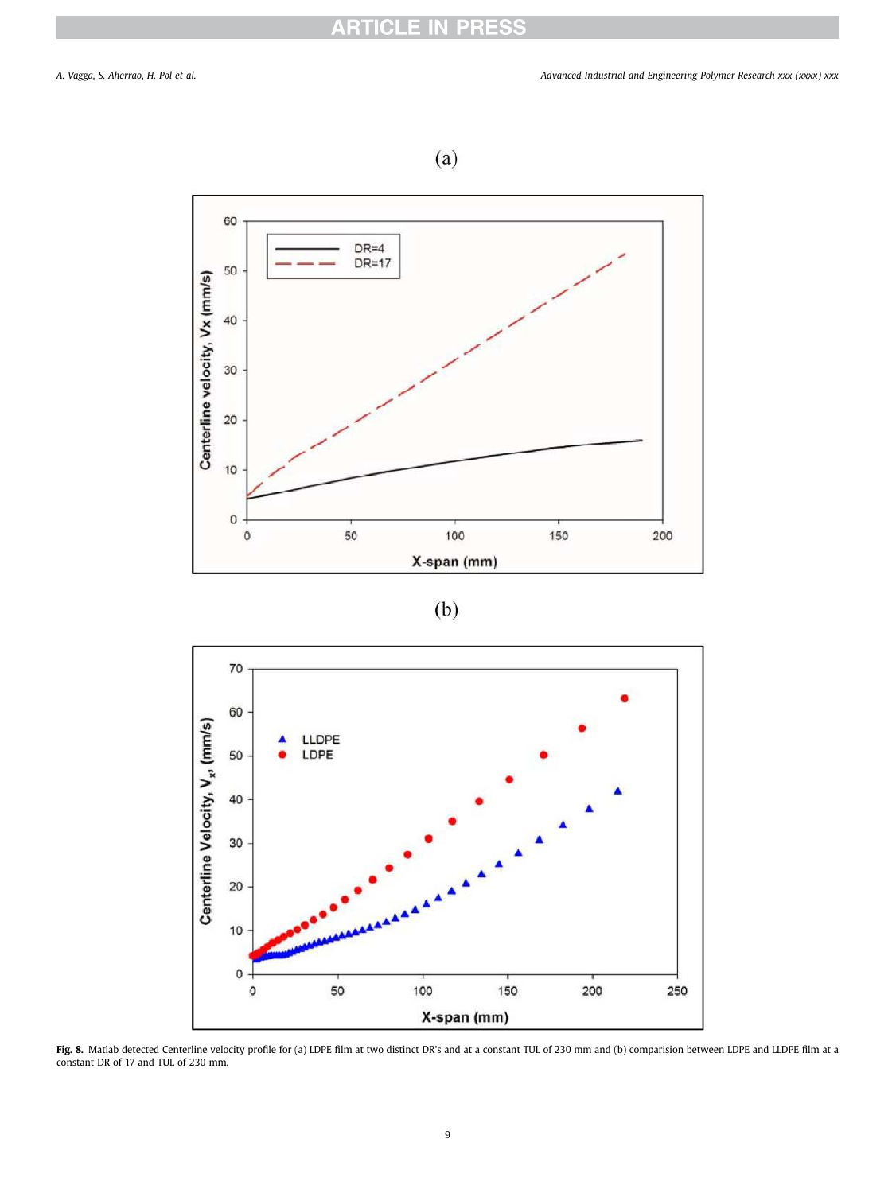(a)

(b)

**Fig. 8.** Matlab detected Centerline velocity profile for (a) LDPE film at two distinct DR's and at a constant TUL of 230 mm and (b) comparision between LDPE and LLDPE film at a constant DR of 17 and TUL of 230 mm.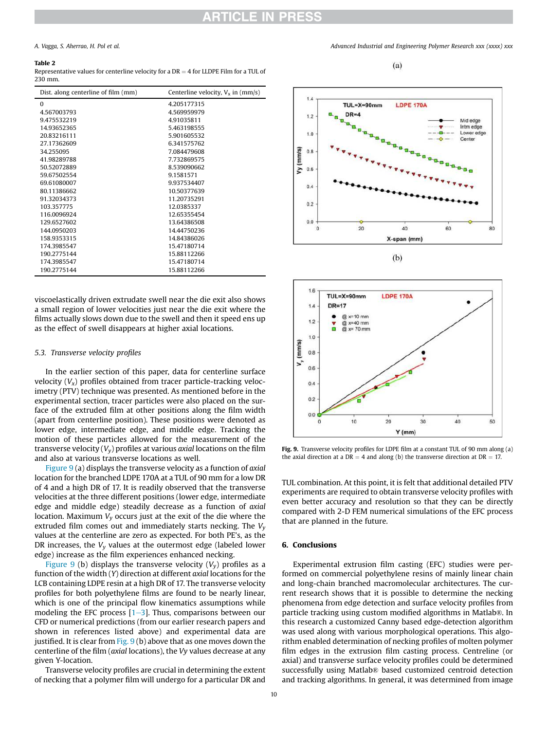**Table 2**
Representative values for centerline velocity for a DR = 4 for LLDPE Film for a TUL of 230 mm.

| Dist. along centerline of film (mm) | Centerline velocity, $V_x$ in (mm/s) |
|---|---|
| 0 | 4.205177315 |
| 4.567003793 | 4.569959979 |
| 9.475532219 | 4.91035811 |
| 14.93652365 | 5.463198555 |
| 20.83216111 | 5.901605532 |
| 27.17362609 | 6.341575762 |
| 34.255095 | 7.084479608 |
| 41.98289788 | 7.732869575 |
| 50.52072889 | 8.539090662 |
| 59.67502554 | 9.1581571 |
| 69.61080007 | 9.937534407 |
| 80.11386662 | 10.50377639 |
| 91.32034373 | 11.20735291 |
| 103.357775 | 12.0385337 |
| 116.0096924 | 12.65355454 |
| 129.6527602 | 13.64386508 |
| 144.0950203 | 14.44750236 |
| 158.9353315 | 14.84386026 |
| 174.3985547 | 15.47180714 |
| 190.2775144 | 15.88112266 |
| 174.3985547 | 15.47180714 |
| 190.2775144 | 15.88112266 |

viscoelastically driven extrudate swell near the die exit also shows a small region of lower velocities just near the die exit where the films actually slows down due to the swell and then it speed ens up as the effect of swell disappears at higher axial locations.

### 5.3. Transverse velocity profiles

In the earlier section of this paper, data for centerline surface velocity ($V_x$) profiles obtained from tracer particle-tracking velocimetry (PTV) technique was presented. As mentioned before in the experimental section, tracer particles were also placed on the surface of the extruded film at other positions along the film width (apart from centerline position). These positions were denoted as lower edge, intermediate edge, and middle edge. Tracking the motion of these particles allowed for the measurement of the transverse velocity ($V_y$) profiles at various *axial* locations on the film and also at various transverse locations as well.

Figure 9 (a) displays the transverse velocity as a function of *axial* location for the branched LDPE 170A at a TUL of 90 mm for a low DR of 4 and a high DR of 17. It is readily observed that the transverse velocities at the three different positions (lower edge, intermediate edge and middle edge) steadily decrease as a function of *axial* location. Maximum $V_y$ occurs just at the exit of the die where the extruded film comes out and immediately starts necking. The $V_y$ values at the centerline are zero as expected. For both PE's, as the DR increases, the $V_y$ values at the outermost edge (labeled lower edge) increase as the film experiences enhanced necking.

Figure 9 (b) displays the transverse velocity ($V_y$) profiles as a function of the width ($Y$) direction at different *axial* locations for the LCB containing LDPE resin at a high DR of 17. The transverse velocity profiles for both polyethylene films are found to be nearly linear, which is one of the principal flow kinematics assumptions while modeling the EFC process [1–3]. Thus, comparisons between our CFD or numerical predictions (from our earlier research papers and shown in references listed above) and experimental data are justified. It is clear from Fig. 9 (b) above that as one moves down the centerline of the film (*axial* locations), the *Vy* values decrease at any given Y-location.

Transverse velocity profiles are crucial in determining the extent of necking that a polymer film will undergo for a particular DR and TUL combination. At this point, it is felt that additional detailed PTV experiments are required to obtain transverse velocity profiles with even better accuracy and resolution so that they can be directly compared with 2-D FEM numerical simulations of the EFC process that are planned in the future.

**Fig. 9.** Transverse velocity profiles for LDPE film at a constant TUL of 90 mm along (a) the axial direction at a DR = 4 and along (b) the transverse direction at DR = 17.

## 6. Conclusions

Experimental extrusion film casting (EFC) studies were performed on commercial polyethylene resins of mainly linear chain and long-chain branched macromolecular architectures. The current research shows that it is possible to determine the necking phenomena from edge detection and surface velocity profiles from particle tracking using custom modified algorithms in Matlab®. In this research a customized Canny based edge-detection algorithm was used along with various morphological operations. This algorithm enabled determination of necking profiles of molten polymer film edges in the extrusion film casting process. Centreline (or axial) and transverse surface velocity profiles could be determined successfully using Matlab® based customized centroid detection and tracking algorithms. In general, it was determined from image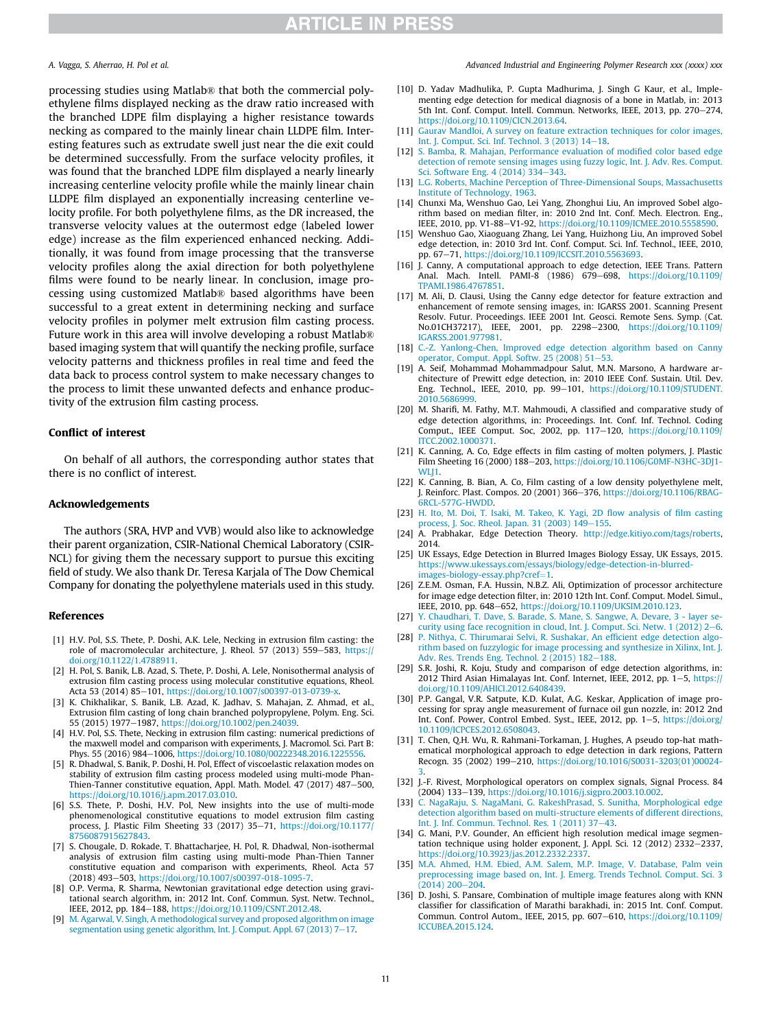processing studies using Matlab® that both the commercial polyethylene films displayed necking as the draw ratio increased with the branched LDPE film displaying a higher resistance towards necking as compared to the mainly linear chain LLDPE film. Interesting features such as extrudate swell just near the die exit could be determined successfully. From the surface velocity profiles, it was found that the branched LDPE film displayed a nearly linearly increasing centerline velocity profile while the mainly linear chain LLDPE film displayed an exponentially increasing centerline velocity profile. For both polyethylene films, as the DR increased, the transverse velocity values at the outermost edge (labeled lower edge) increase as the film experienced enhanced necking. Additionally, it was found from image processing that the transverse velocity profiles along the axial direction for both polyethylene films were found to be nearly linear. In conclusion, image processing using customized Matlab® based algorithms have been successful to a great extent in determining necking and surface velocity profiles in polymer melt extrusion film casting process. Future work in this area will involve developing a robust Matlab® based imaging system that will quantify the necking profile, surface velocity patterns and thickness profiles in real time and feed the data back to process control system to make necessary changes to the process to limit these unwanted defects and enhance productivity of the extrusion film casting process.

## Conflict of interest

On behalf of all authors, the corresponding author states that there is no conflict of interest.

## Acknowledgements

The authors (SRA, HVP and VVB) would also like to acknowledge their parent organization, CSIR-National Chemical Laboratory (CSIR-NCL) for giving them the necessary support to pursue this exciting field of study. We also thank Dr. Teresa Karjala of The Dow Chemical Company for donating the polyethylene materials used in this study.

## References

[1] H.V. Pol, S.S. Thete, P. Doshi, A.K. Lele, Necking in extrusion film casting: the role of macromolecular architecture, J. Rheol. 57 (2013) 559–583, https://doi.org/10.1122/1.4788911.

[2] H. Pol, S. Banik, L.B. Azad, S. Thete, P. Doshi, A. Lele, Nonisothermal analysis of extrusion film casting process using molecular constitutive equations, Rheol. Acta 53 (2014) 85–101, https://doi.org/10.1007/s00397-013-0739-x.

[3] K. Chikhalikar, S. Banik, L.B. Azad, K. Jadhav, S. Mahajan, Z. Ahmad, et al., Extrusion film casting of long chain branched polypropylene, Polym. Eng. Sci. 55 (2015) 1977–1987, https://doi.org/10.1002/pen.24039.

[4] H.V. Pol, S.S. Thete, Necking in extrusion film casting: numerical predictions of the maxwell model and comparison with experiments, J. Macromol. Sci. Part B: Phys. 55 (2016) 984–1006, https://doi.org/10.1080/00222348.2016.1225556.

[5] R. Dhadwal, S. Banik, P. Doshi, H. Pol, Effect of viscoelastic relaxation modes on stability of extrusion film casting process modeled using multi-mode Phan-Thien-Tanner constitutive equation, Appl. Math. Model. 47 (2017) 487–500, https://doi.org/10.1016/j.apm.2017.03.010.

[6] S.S. Thete, P. Doshi, H.V. Pol, New insights into the use of multi-mode phenomenological constitutive equations to model extrusion film casting process, J. Plastic Film Sheeting 33 (2017) 35–71, https://doi.org/10.1177/8756087915627843.

[7] S. Chougale, D. Rokade, T. Bhattacharjee, H. Pol, R. Dhadwal, Non-isothermal analysis of extrusion film casting using multi-mode Phan-Thien Tanner constitutive equation and comparison with experiments, Rheol. Acta 57 (2018) 493–503, https://doi.org/10.1007/s00397-018-1095-7.

[8] O.P. Verma, R. Sharma, Newtonian gravitational edge detection using gravitational search algorithm, in: 2012 Int. Conf. Commun. Syst. Netw. Technol., IEEE, 2012, pp. 184–188, https://doi.org/10.1109/CSNT.2012.48.

[9] M. Agarwal, V. Singh, A methodological survey and proposed algorithm on image segmentation using genetic algorithm, Int. J. Comput. Appl. 67 (2013) 7–17.

[10] D. Yadav Madhulika, P. Gupta Madhurima, J. Singh G Kaur, et al., Implementing edge detection for medical diagnosis of a bone in Matlab, in: 2013 5th Int. Conf. Comput. Intell. Commun. Networks, IEEE, 2013, pp. 270–274, https://doi.org/10.1109/CICN.2013.64.

[11] Gaurav Mandloi, A survey on feature extraction techniques for color images, Int. J. Comput. Sci. Inf. Technol. 3 (2013) 14–18.

[12] S. Bamba, R. Mahajan, Performance evaluation of modified color based edge detection of remote sensing images using fuzzy logic, Int. J. Adv. Res. Comput. Sci. Software Eng. 4 (2014) 334–343.

[13] L.G. Roberts, Machine Perception of Three-Dimensional Soups, Massachusetts Institute of Technology, 1963.

[14] Chunxi Ma, Wenshuo Gao, Lei Yang, Zhonghui Liu, An improved Sobel algorithm based on median filter, in: 2010 2nd Int. Conf. Mech. Electron. Eng., IEEE, 2010, pp. V1-88–V1-92, https://doi.org/10.1109/ICMEE.2010.5558590.

[15] Wenshuo Gao, Xiaoguang Zhang, Lei Yang, Huizhong Liu, An improved Sobel edge detection, in: 2010 3rd Int. Conf. Comput. Sci. Inf. Technol., IEEE, 2010, pp. 67–71, https://doi.org/10.1109/ICCSIT.2010.5563693.

[16] J. Canny, A computational approach to edge detection, IEEE Trans. Pattern Anal. Mach. Intell. PAMI-8 (1986) 679–698, https://doi.org/10.1109/TPAMI.1986.4767851.

[17] M. Ali, D. Clausi, Using the Canny edge detector for feature extraction and enhancement of remote sensing images, in: IGARSS 2001. Scanning Present Resolv. Futur. Proceedings. IEEE 2001 Int. Geosci. Remote Sens. Symp. (Cat. No.01CH37217), IEEE, 2001, pp. 2298–2300, https://doi.org/10.1109/IGARSS.2001.977981.

[18] C.-Z. Yanlong-Chen, Improved edge detection algorithm based on Canny operator, Comput. Appl. Softw. 25 (2008) 51–53.

[19] A. Seif, Mohammad Mohammadpour Salut, M.N. Marsono, A hardware architecture of Prewitt edge detection, in: 2010 IEEE Conf. Sustain. Util. Dev. Eng. Technol., IEEE, 2010, pp. 99–101, https://doi.org/10.1109/STUDENT.2010.5686999.

[20] M. Sharifi, M. Fathy, M.T. Mahmoudi, A classified and comparative study of edge detection algorithms, in: Proceedings. Int. Conf. Inf. Technol. Coding Comput., IEEE Comput. Soc, 2002, pp. 117–120, https://doi.org/10.1109/ITCC.2002.1000371.

[21] K. Canning, A. Co, Edge effects in film casting of molten polymers, J. Plastic Film Sheeting 16 (2000) 188–203, https://doi.org/10.1106/G0MF-N3HC-3DJ1-WLJ1.

[22] K. Canning, B. Bian, A. Co, Film casting of a low density polyethylene melt, J. Reinforc. Plast. Compos. 20 (2001) 366–376, https://doi.org/10.1106/RBAG-6RCL-577G-HWDD.

[23] H. Ito, M. Doi, T. Isaki, M. Takeo, K. Yagi, 2D flow analysis of film casting process, J. Soc. Rheol. Japan. 31 (2003) 149–155.

[24] A. Prabhakar, Edge Detection Theory. http://edge.kitiyo.com/tags/roberts, 2014.

[25] UK Essays, Edge Detection in Blurred Images Biology Essay, UK Essays, 2015. https://www.ukessays.com/essays/biology/edge-detection-in-blurred-images-biology-essay.php?cref=1.

[26] Z.E.M. Osman, F.A. Hussin, N.B.Z. Ali, Optimization of processor architecture for image edge detection filter, in: 2010 12th Int. Conf. Comput. Model. Simul., IEEE, 2010, pp. 648–652, https://doi.org/10.1109/UKSIM.2010.123.

[27] Y. Chaudhari, T. Dave, S. Barade, S. Mane, S. Sangwe, A. Devare, 3 - layer security using face recognition in cloud, Int. J. Comput. Sci. Netw. 1 (2012) 2–6.

[28] P. Nithya, C. Thirumarai Selvi, R. Sushakar, An efficient edge detection algorithm based on fuzzylogic for image processing and synthesize in Xilinx, Int. J. Adv. Res. Trends Eng. Technol. 2 (2015) 182–188.

[29] S.R. Joshi, R. Koju, Study and comparison of edge detection algorithms, in: 2012 Third Asian Himalayas Int. Conf. Internet, IEEE, 2012, pp. 1–5, https://doi.org/10.1109/AHICI.2012.6408439.

[30] P.P. Gangal, V.R. Satpute, K.D. Kulat, A.G. Keskar, Application of image processing for spray angle measurement of furnace oil gun nozzle, in: 2012 2nd Int. Conf. Power, Control Embed. Syst., IEEE, 2012, pp. 1–5, https://doi.org/10.1109/ICPCES.2012.6508043.

[31] T. Chen, Q.H. Wu, R. Rahmani-Torkaman, J. Hughes, A pseudo top-hat mathematical morphological approach to edge detection in dark regions, Pattern Recogn. 35 (2002) 199–210, https://doi.org/10.1016/S0031-3203(01)00024-3.

[32] J.-F. Rivest, Morphological operators on complex signals, Signal Process. 84 (2004) 133–139, https://doi.org/10.1016/j.sigpro.2003.10.002.

[33] C. NagaRaju, S. NagaMani, G. RakeshPrasad, S. Sunitha, Morphological edge detection algorithm based on multi-structure elements of different directions, Int. J. Inf. Commun. Technol. Res. 1 (2011) 37–43.

[34] G. Mani, P.V. Gounder, An efficient high resolution medical image segmentation technique using holder exponent, J. Appl. Sci. 12 (2012) 2332–2337, https://doi.org/10.3923/jas.2012.2332.2337.

[35] M.A. Ahmed, H.M. Ebied, A.M. Salem, M.P. Image, V. Database, Palm vein preprocessing image based on, Int. J. Emerg. Trends Technol. Comput. Sci. 3 (2014) 200–204.

[36] D. Joshi, S. Pansare, Combination of multiple image features along with KNN classifier for classification of Marathi barakhadi, in: 2015 Int. Conf. Comput. Commun. Control Autom., IEEE, 2015, pp. 607–610, https://doi.org/10.1109/ICCUBEA.2015.124.